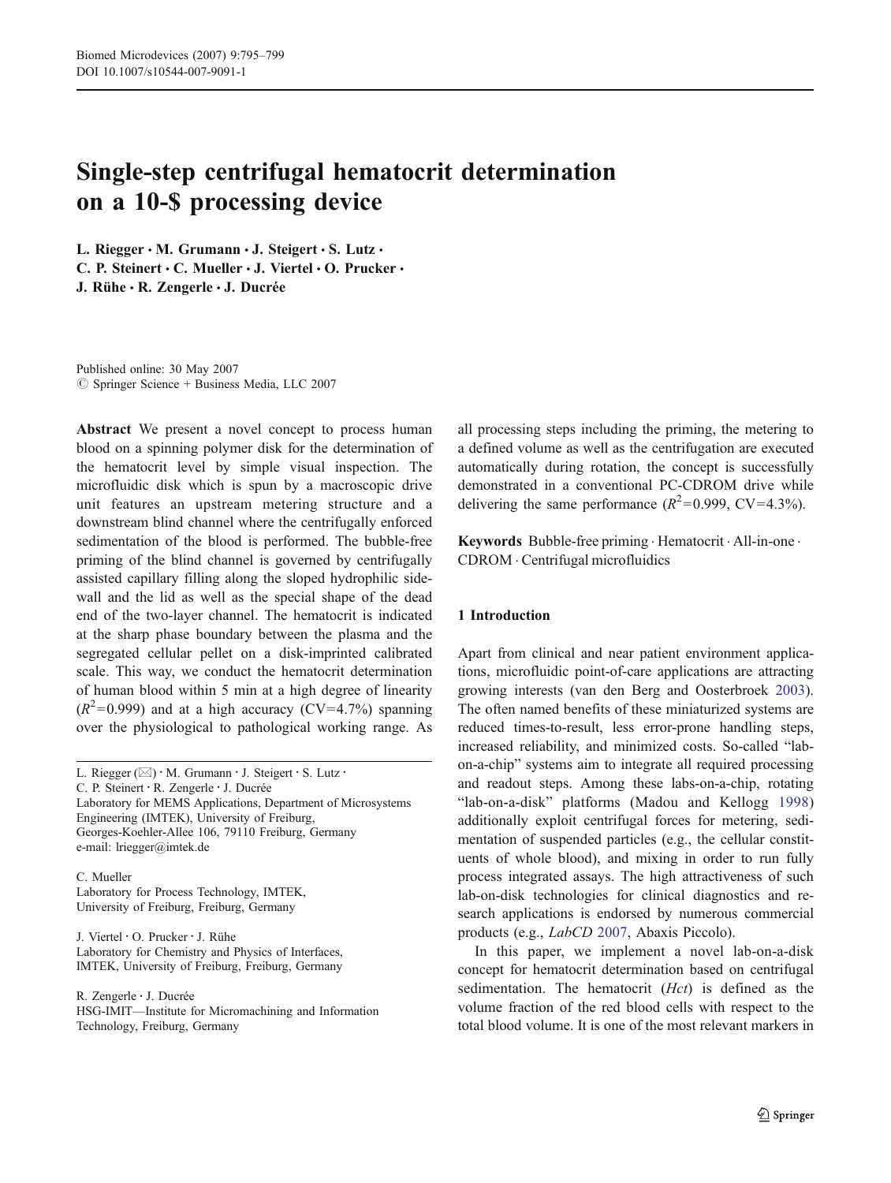# Single-step centrifugal hematocrit determination on a 10-$ processing device

**L. Riegger · M. Grumann · J. Steigert · S. Lutz · C. P. Steinert · C. Mueller · J. Viertel · O. Prucker · J. Rühe · R. Zengerle · J. Ducrée**

Published online: 30 May 2007
© Springer Science + Business Media, LLC 2007

**Abstract** We present a novel concept to process human blood on a spinning polymer disk for the determination of the hematocrit level by simple visual inspection. The microfluidic disk which is spun by a macroscopic drive unit features an upstream metering structure and a downstream blind channel where the centrifugally enforced sedimentation of the blood is performed. The bubble-free priming of the blind channel is governed by centrifugally assisted capillary filling along the sloped hydrophilic side-wall and the lid as well as the special shape of the dead end of the two-layer channel. The hematocrit is indicated at the sharp phase boundary between the plasma and the segregated cellular pellet on a disk-imprinted calibrated scale. This way, we conduct the hematocrit determination of human blood within 5 min at a high degree of linearity ($R^2$=0.999) and at a high accuracy (CV=4.7%) spanning over the physiological to pathological working range. As all processing steps including the priming, the metering to a defined volume as well as the centrifugation are executed automatically during rotation, the concept is successfully demonstrated in a conventional PC-CDROM drive while delivering the same performance ($R^2$=0.999, CV=4.3%).

**Keywords** Bubble-free priming · Hematocrit · All-in-one · CDROM · Centrifugal microfluidics

L. Riegger (✉) · M. Grumann · J. Steigert · S. Lutz · C. P. Steinert · R. Zengerle · J. Ducrée
Laboratory for MEMS Applications, Department of Microsystems Engineering (IMTEK), University of Freiburg, Georges-Koehler-Allee 106, 79110 Freiburg, Germany
e-mail: lriegger@imtek.de

C. Mueller
Laboratory for Process Technology, IMTEK, University of Freiburg, Freiburg, Germany

J. Viertel · O. Prucker · J. Rühe
Laboratory for Chemistry and Physics of Interfaces, IMTEK, University of Freiburg, Freiburg, Germany

R. Zengerle · J. Ducrée
HSG-IMIT—Institute for Micromachining and Information Technology, Freiburg, Germany

## 1 Introduction

Apart from clinical and near patient environment applications, microfluidic point-of-care applications are attracting growing interests (van den Berg and Oosterbroek 2003). The often named benefits of these miniaturized systems are reduced times-to-result, less error-prone handling steps, increased reliability, and minimized costs. So-called "lab-on-a-chip" systems aim to integrate all required processing and readout steps. Among these labs-on-a-chip, rotating "lab-on-a-disk" platforms (Madou and Kellogg 1998) additionally exploit centrifugal forces for metering, sedimentation of suspended particles (e.g., the cellular constituents of whole blood), and mixing in order to run fully process integrated assays. The high attractiveness of such lab-on-disk technologies for clinical diagnostics and research applications is endorsed by numerous commercial products (e.g., *LabCD* 2007, Abaxis Piccolo).

In this paper, we implement a novel lab-on-a-disk concept for hematocrit determination based on centrifugal sedimentation. The hematocrit (*Hct*) is defined as the volume fraction of the red blood cells with respect to the total blood volume. It is one of the most relevant markers in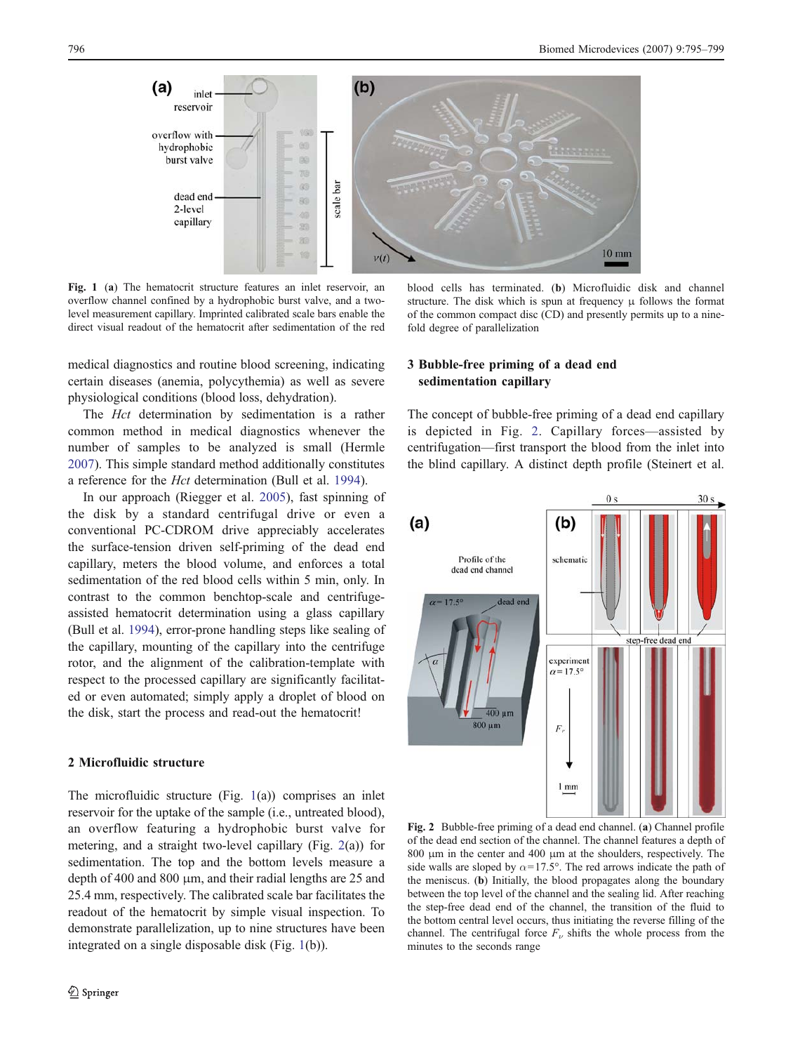**Fig. 1** (**a**) The hematocrit structure features an inlet reservoir, an overflow channel confined by a hydrophobic burst valve, and a two-level measurement capillary. Imprinted calibrated scale bars enable the direct visual readout of the hematocrit after sedimentation of the red blood cells has terminated. (**b**) Microfluidic disk and channel structure. The disk which is spun at frequency μ follows the format of the common compact disc (CD) and presently permits up to a nine-fold degree of parallelization

medical diagnostics and routine blood screening, indicating certain diseases (anemia, polycythemia) as well as severe physiological conditions (blood loss, dehydration).

The *Hct* determination by sedimentation is a rather common method in medical diagnostics whenever the number of samples to be analyzed is small (Hermle 2007). This simple standard method additionally constitutes a reference for the *Hct* determination (Bull et al. 1994).

In our approach (Riegger et al. 2005), fast spinning of the disk by a standard centrifugal drive or even a conventional PC-CDROM drive appreciably accelerates the surface-tension driven self-priming of the dead end capillary, meters the blood volume, and enforces a total sedimentation of the red blood cells within 5 min, only. In contrast to the common benchtop-scale and centrifuge-assisted hematocrit determination using a glass capillary (Bull et al. 1994), error-prone handling steps like sealing of the capillary, mounting of the capillary into the centrifuge rotor, and the alignment of the calibration-template with respect to the processed capillary are significantly facilitated or even automated; simply apply a droplet of blood on the disk, start the process and read-out the hematocrit!

## 2 Microfluidic structure

The microfluidic structure (Fig. 1(a)) comprises an inlet reservoir for the uptake of the sample (i.e., untreated blood), an overflow featuring a hydrophobic burst valve for metering, and a straight two-level capillary (Fig. 2(a)) for sedimentation. The top and the bottom levels measure a depth of 400 and 800 μm, and their radial lengths are 25 and 25.4 mm, respectively. The calibrated scale bar facilitates the readout of the hematocrit by simple visual inspection. To demonstrate parallelization, up to nine structures have been integrated on a single disposable disk (Fig. 1(b)).

## 3 Bubble-free priming of a dead end sedimentation capillary

The concept of bubble-free priming of a dead end capillary is depicted in Fig. 2. Capillary forces—assisted by centrifugation—first transport the blood from the inlet into the blind capillary. A distinct depth profile (Steinert et al.

**Fig. 2** Bubble-free priming of a dead end channel. (**a**) Channel profile of the dead end section of the channel. The channel features a depth of 800 μm in the center and 400 μm at the shoulders, respectively. The side walls are sloped by $\alpha = 17.5°$. The red arrows indicate the path of the meniscus. (**b**) Initially, the blood propagates along the boundary between the top level of the channel and the sealing lid. After reaching the step-free dead end of the channel, the transition of the fluid to the bottom central level occurs, thus initiating the reverse filling of the channel. The centrifugal force $F_\nu$ shifts the whole process from the minutes to the seconds range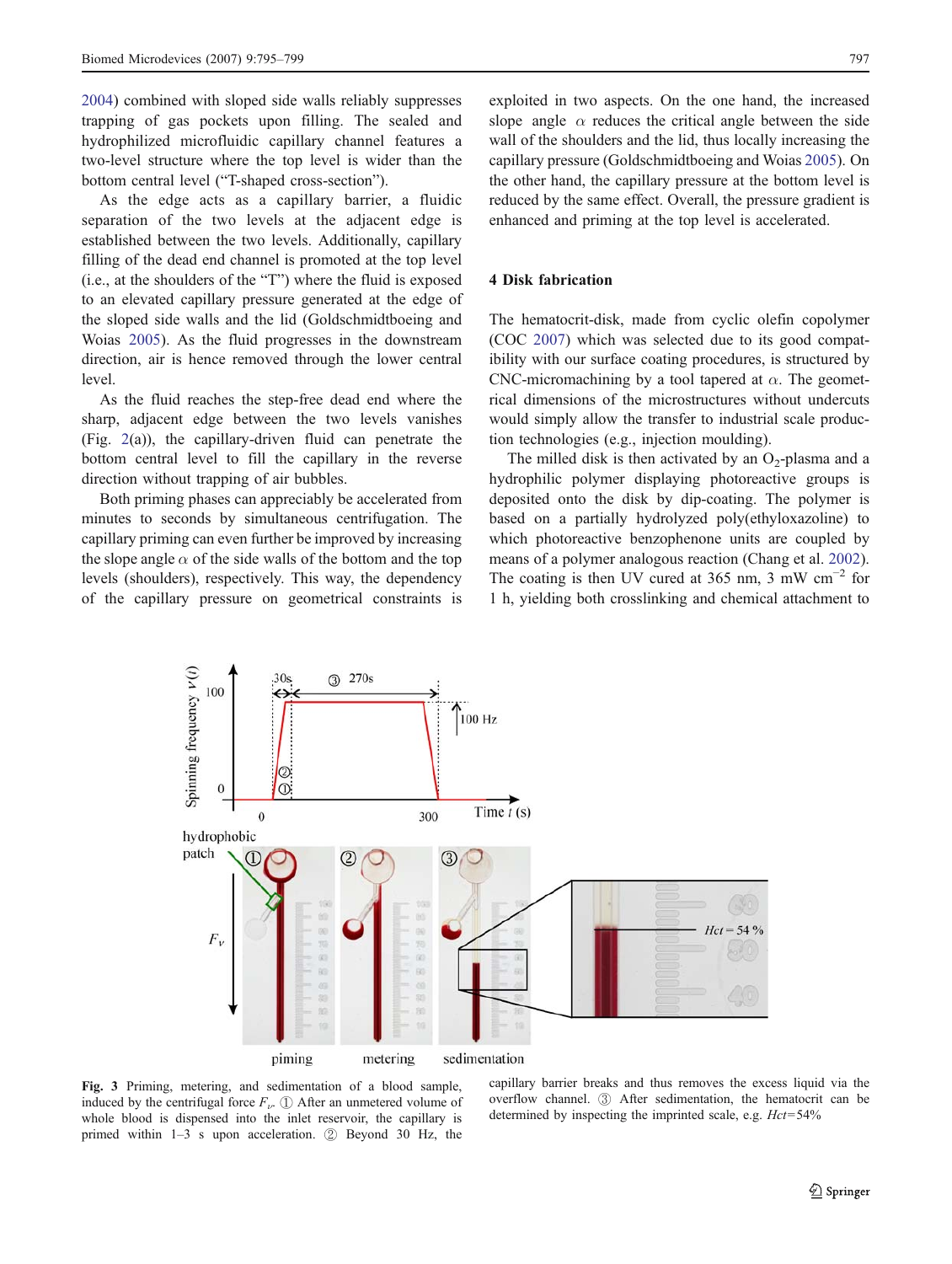2004) combined with sloped side walls reliably suppresses trapping of gas pockets upon filling. The sealed and hydrophilized microfluidic capillary channel features a two-level structure where the top level is wider than the bottom central level ("T-shaped cross-section").

As the edge acts as a capillary barrier, a fluidic separation of the two levels at the adjacent edge is established between the two levels. Additionally, capillary filling of the dead end channel is promoted at the top level (i.e., at the shoulders of the "T") where the fluid is exposed to an elevated capillary pressure generated at the edge of the sloped side walls and the lid (Goldschmidtboeing and Woias 2005). As the fluid progresses in the downstream direction, air is hence removed through the lower central level.

As the fluid reaches the step-free dead end where the sharp, adjacent edge between the two levels vanishes (Fig. 2(a)), the capillary-driven fluid can penetrate the bottom central level to fill the capillary in the reverse direction without trapping of air bubbles.

Both priming phases can appreciably be accelerated from minutes to seconds by simultaneous centrifugation. The capillary priming can even further be improved by increasing the slope angle $\alpha$ of the side walls of the bottom and the top levels (shoulders), respectively. This way, the dependency of the capillary pressure on geometrical constraints is exploited in two aspects. On the one hand, the increased slope angle $\alpha$ reduces the critical angle between the side wall of the shoulders and the lid, thus locally increasing the capillary pressure (Goldschmidtboeing and Woias 2005). On the other hand, the capillary pressure at the bottom level is reduced by the same effect. Overall, the pressure gradient is enhanced and priming at the top level is accelerated.

## 4 Disk fabrication

The hematocrit-disk, made from cyclic olefin copolymer (COC 2007) which was selected due to its good compatibility with our surface coating procedures, is structured by CNC-micromachining by a tool tapered at $\alpha$. The geometrical dimensions of the microstructures without undercuts would simply allow the transfer to industrial scale production technologies (e.g., injection moulding).

The milled disk is then activated by an $O_2$-plasma and a hydrophilic polymer displaying photoreactive groups is deposited onto the disk by dip-coating. The polymer is based on a partially hydrolyzed poly(ethyloxazoline) to which photoreactive benzophenone units are coupled by means of a polymer analogous reaction (Chang et al. 2002). The coating is then UV cured at 365 nm, 3 mW cm$^{-2}$ for 1 h, yielding both crosslinking and chemical attachment to

**Fig. 3** Priming, metering, and sedimentation of a blood sample, induced by the centrifugal force $F_\nu$. ① After an unmetered volume of whole blood is dispensed into the inlet reservoir, the capillary is primed within 1–3 s upon acceleration. ② Beyond 30 Hz, the capillary barrier breaks and thus removes the excess liquid via the overflow channel. ③ After sedimentation, the hematocrit can be determined by inspecting the imprinted scale, e.g. $Hct$=54%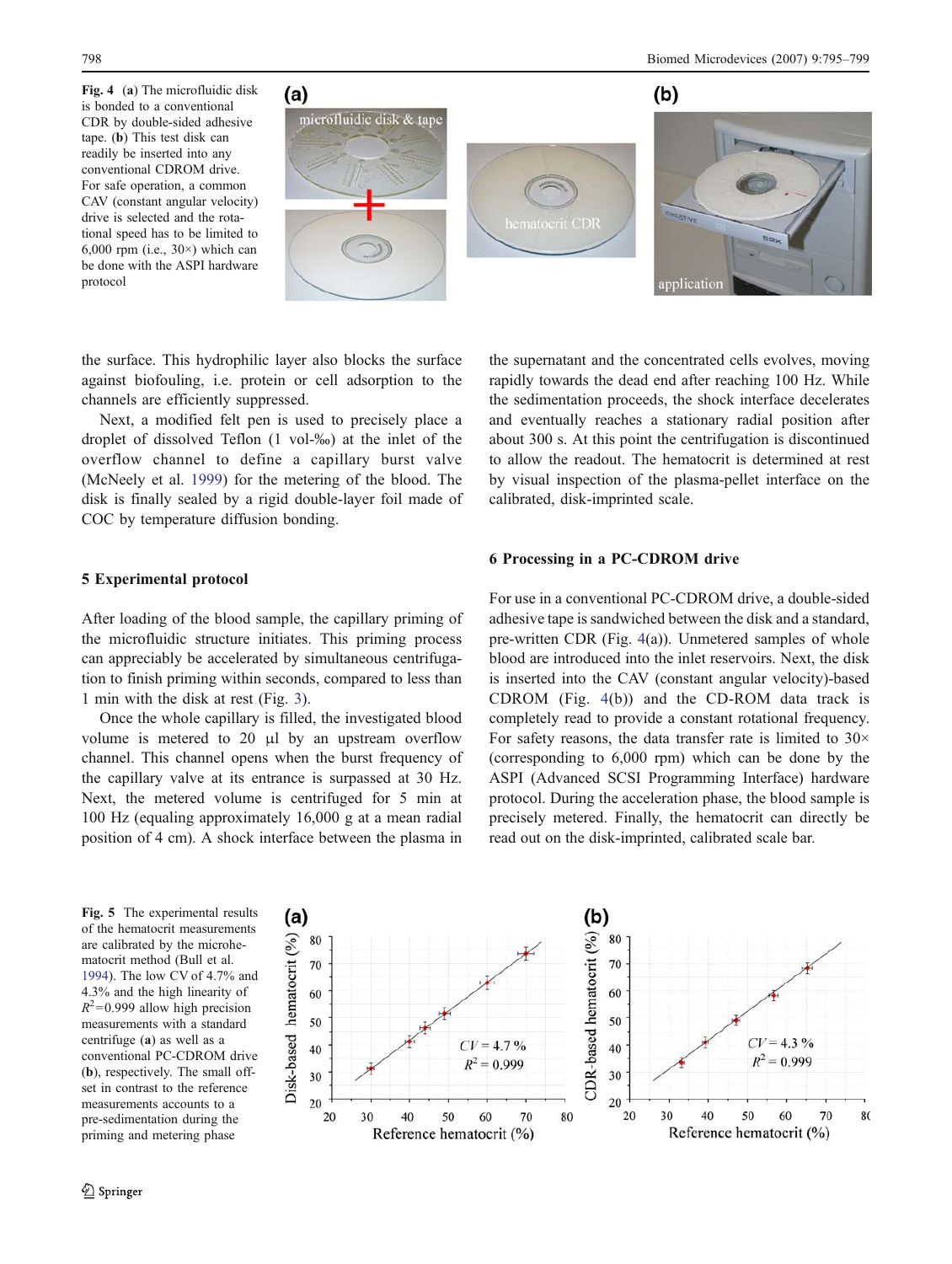**Fig. 4** (**a**) The microfluidic disk is bonded to a conventional CDR by double-sided adhesive tape. (**b**) This test disk can readily be inserted into any conventional CDROM drive. For safe operation, a common CAV (constant angular velocity) drive is selected and the rotational speed has to be limited to 6,000 rpm (i.e., 30×) which can be done with the ASPI hardware protocol

the surface. This hydrophilic layer also blocks the surface against biofouling, i.e. protein or cell adsorption to the channels are efficiently suppressed.

Next, a modified felt pen is used to precisely place a droplet of dissolved Teflon (1 vol-‰) at the inlet of the overflow channel to define a capillary burst valve (McNeely et al. 1999) for the metering of the blood. The disk is finally sealed by a rigid double-layer foil made of COC by temperature diffusion bonding.

## 5 Experimental protocol

After loading of the blood sample, the capillary priming of the microfluidic structure initiates. This priming process can appreciably be accelerated by simultaneous centrifugation to finish priming within seconds, compared to less than 1 min with the disk at rest (Fig. 3).

Once the whole capillary is filled, the investigated blood volume is metered to 20 µl by an upstream overflow channel. This channel opens when the burst frequency of the capillary valve at its entrance is surpassed at 30 Hz. Next, the metered volume is centrifuged for 5 min at 100 Hz (equaling approximately 16,000 g at a mean radial position of 4 cm). A shock interface between the plasma in the supernatant and the concentrated cells evolves, moving rapidly towards the dead end after reaching 100 Hz. While the sedimentation proceeds, the shock interface decelerates and eventually reaches a stationary radial position after about 300 s. At this point the centrifugation is discontinued to allow the readout. The hematocrit is determined at rest by visual inspection of the plasma-pellet interface on the calibrated, disk-imprinted scale.

## 6 Processing in a PC-CDROM drive

For use in a conventional PC-CDROM drive, a double-sided adhesive tape is sandwiched between the disk and a standard, pre-written CDR (Fig. 4(a)). Unmetered samples of whole blood are introduced into the inlet reservoirs. Next, the disk is inserted into the CAV (constant angular velocity)-based CDROM (Fig. 4(b)) and the CD-ROM data track is completely read to provide a constant rotational frequency. For safety reasons, the data transfer rate is limited to 30× (corresponding to 6,000 rpm) which can be done by the ASPI (Advanced SCSI Programming Interface) hardware protocol. During the acceleration phase, the blood sample is precisely metered. Finally, the hematocrit can directly be read out on the disk-imprinted, calibrated scale bar.

**Fig. 5** The experimental results of the hematocrit measurements are calibrated by the microhematocrit method (Bull et al. 1994). The low CV of 4.7% and 4.3% and the high linearity of $R^2$=0.999 allow high precision measurements with a standard centrifuge (**a**) as well as a conventional PC-CDROM drive (**b**), respectively. The small offset in contrast to the reference measurements accounts to a pre-sedimentation during the priming and metering phase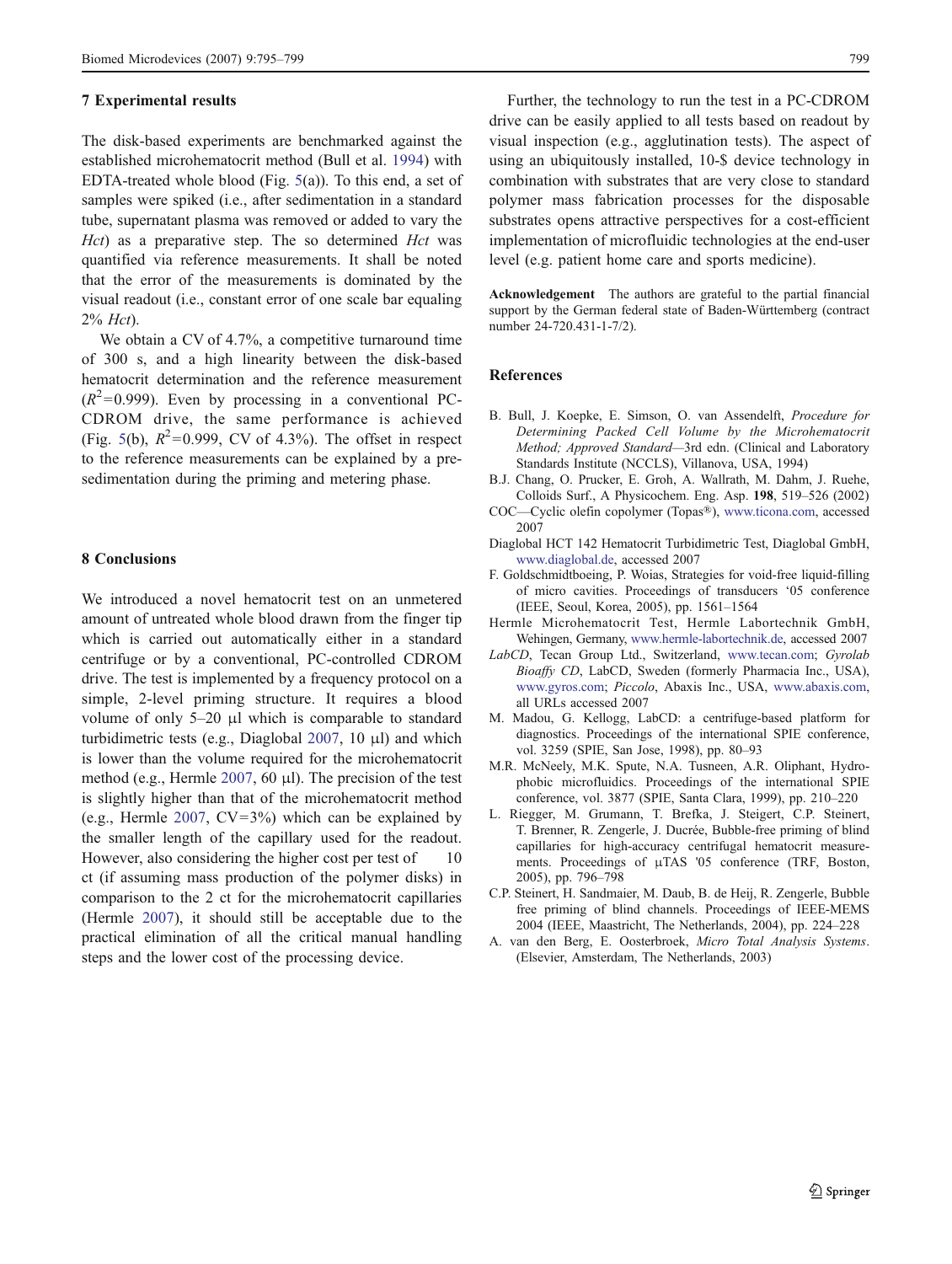## 7 Experimental results

The disk-based experiments are benchmarked against the established microhematocrit method (Bull et al. 1994) with EDTA-treated whole blood (Fig. 5(a)). To this end, a set of samples were spiked (i.e., after sedimentation in a standard tube, supernatant plasma was removed or added to vary the *Hct*) as a preparative step. The so determined *Hct* was quantified via reference measurements. It shall be noted that the error of the measurements is dominated by the visual readout (i.e., constant error of one scale bar equaling 2% *Hct*).

We obtain a CV of 4.7%, a competitive turnaround time of 300 s, and a high linearity between the disk-based hematocrit determination and the reference measurement ($R^2$=0.999). Even by processing in a conventional PC-CDROM drive, the same performance is achieved (Fig. 5(b), $R^2$=0.999, CV of 4.3%). The offset in respect to the reference measurements can be explained by a pre-sedimentation during the priming and metering phase.

## 8 Conclusions

We introduced a novel hematocrit test on an unmetered amount of untreated whole blood drawn from the finger tip which is carried out automatically either in a standard centrifuge or by a conventional, PC-controlled CDROM drive. The test is implemented by a frequency protocol on a simple, 2-level priming structure. It requires a blood volume of only 5–20 µl which is comparable to standard turbidimetric tests (e.g., Diaglobal 2007, 10 µl) and which is lower than the volume required for the microhematocrit method (e.g., Hermle 2007, 60 µl). The precision of the test is slightly higher than that of the microhematocrit method (e.g., Hermle 2007, CV=3%) which can be explained by the smaller length of the capillary used for the readout. However, also considering the higher cost per test of 10 ct (if assuming mass production of the polymer disks) in comparison to the 2 ct for the microhematocrit capillaries (Hermle 2007), it should still be acceptable due to the practical elimination of all the critical manual handling steps and the lower cost of the processing device.

Further, the technology to run the test in a PC-CDROM drive can be easily applied to all tests based on readout by visual inspection (e.g., agglutination tests). The aspect of using an ubiquitously installed, 10-$ device technology in combination with substrates that are very close to standard polymer mass fabrication processes for the disposable substrates opens attractive perspectives for a cost-efficient implementation of microfluidic technologies at the end-user level (e.g. patient home care and sports medicine).

**Acknowledgement** The authors are grateful to the partial financial support by the German federal state of Baden-Württemberg (contract number 24-720.431-1-7/2).

## References

B. Bull, J. Koepke, E. Simson, O. van Assendelft, *Procedure for Determining Packed Cell Volume by the Microhematocrit Method; Approved Standard*—3rd edn. (Clinical and Laboratory Standards Institute (NCCLS), Villanova, USA, 1994)

B.J. Chang, O. Prucker, E. Groh, A. Wallrath, M. Dahm, J. Ruehe, Colloids Surf., A Physicochem. Eng. Asp. **198**, 519–526 (2002)

COC—Cyclic olefin copolymer (Topas®), www.ticona.com, accessed 2007

Diaglobal HCT 142 Hematocrit Turbidimetric Test, Diaglobal GmbH, www.diaglobal.de, accessed 2007

F. Goldschmidtboeing, P. Woias, Strategies for void-free liquid-filling of micro cavities. Proceedings of transducers '05 conference (IEEE, Seoul, Korea, 2005), pp. 1561–1564

Hermle Microhematocrit Test, Hermle Labortechnik GmbH, Wehingen, Germany, www.hermle-labortechnik.de, accessed 2007

*LabCD*, Tecan Group Ltd., Switzerland, www.tecan.com; *Gyrolab Bioaffy CD*, LabCD, Sweden (formerly Pharmacia Inc., USA), www.gyros.com; *Piccolo*, Abaxis Inc., USA, www.abaxis.com, all URLs accessed 2007

M. Madou, G. Kellogg, LabCD: a centrifuge-based platform for diagnostics. Proceedings of the international SPIE conference, vol. 3259 (SPIE, San Jose, 1998), pp. 80–93

M.R. McNeely, M.K. Spute, N.A. Tusneen, A.R. Oliphant, Hydrophobic microfluidics. Proceedings of the international SPIE conference, vol. 3877 (SPIE, Santa Clara, 1999), pp. 210–220

L. Riegger, M. Grumann, T. Brefka, J. Steigert, C.P. Steinert, T. Brenner, R. Zengerle, J. Ducrée, Bubble-free priming of blind capillaries for high-accuracy centrifugal hematocrit measurements. Proceedings of µTAS '05 conference (TRF, Boston, 2005), pp. 796–798

C.P. Steinert, H. Sandmaier, M. Daub, B. de Heij, R. Zengerle, Bubble free priming of blind channels. Proceedings of IEEE-MEMS 2004 (IEEE, Maastricht, The Netherlands, 2004), pp. 224–228

A. van den Berg, E. Oosterbroek, *Micro Total Analysis Systems*. (Elsevier, Amsterdam, The Netherlands, 2003)